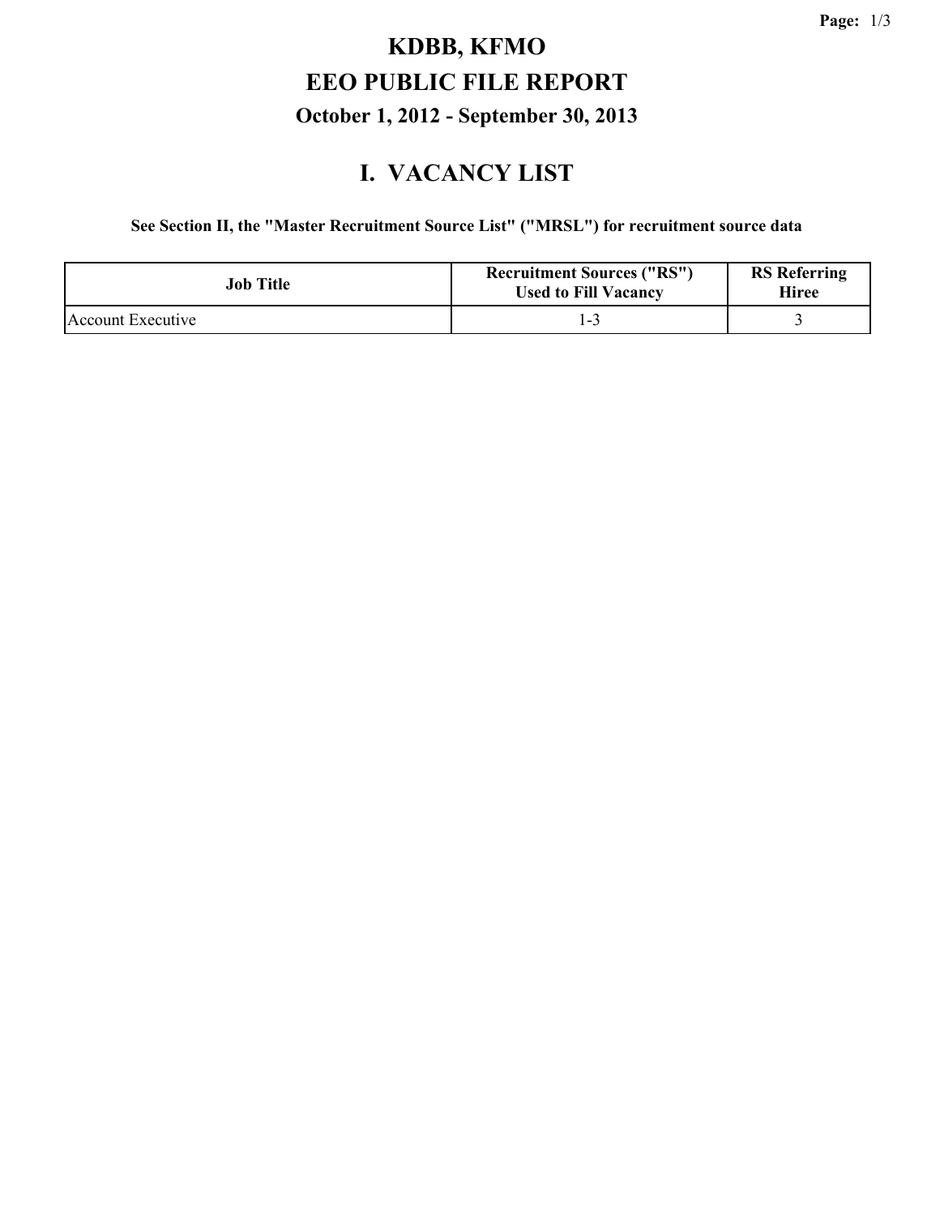# KDBB, KFMO
# EEO PUBLIC FILE REPORT
### October 1, 2012 - September 30, 2013

## I. VACANCY LIST

**See Section II, the "Master Recruitment Source List" ("MRSL") for recruitment source data**

| Job Title | Recruitment Sources ("RS") Used to Fill Vacancy | RS Referring Hiree |
|---|---|---|
| Account Executive | 1-3 | 3 |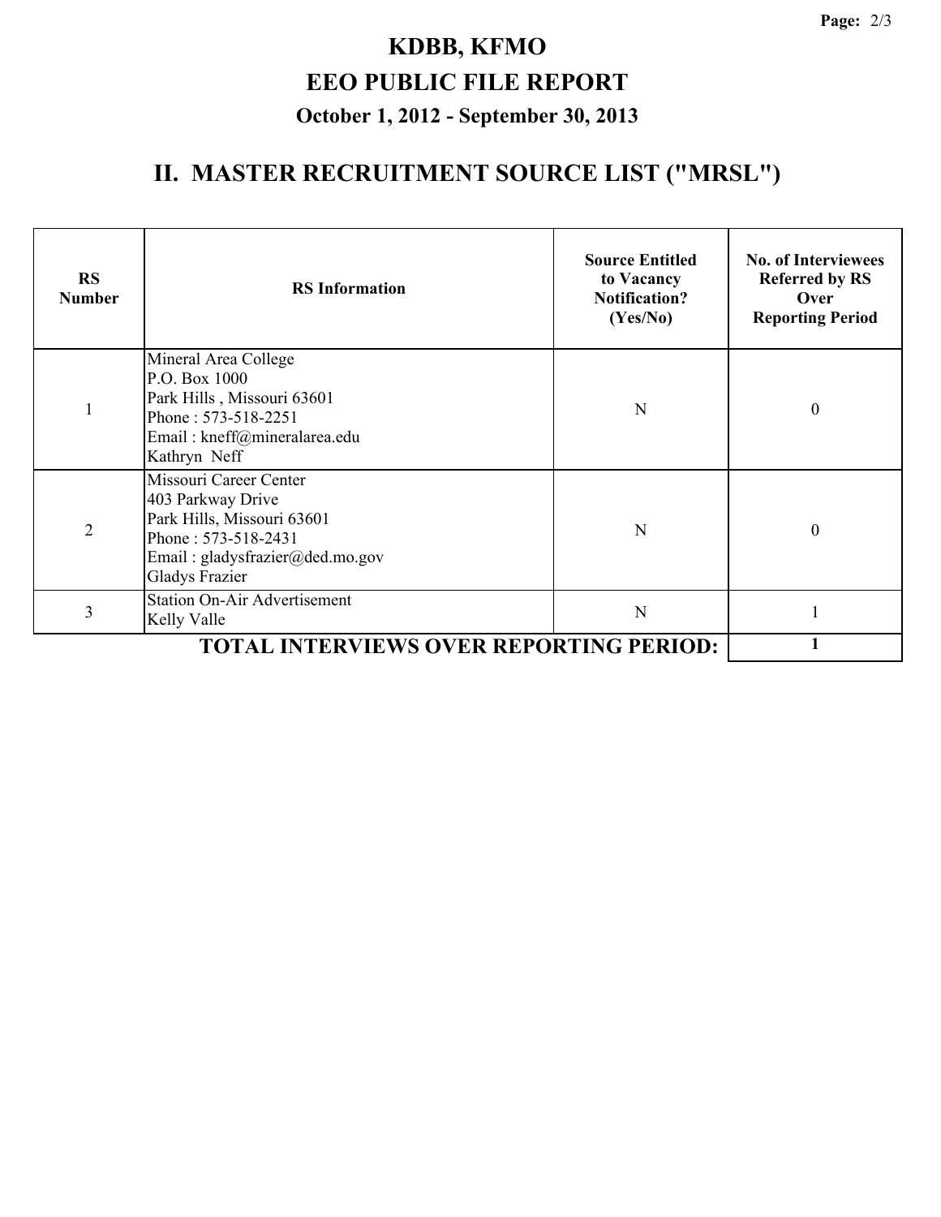# KDBB, KFMO

# EEO PUBLIC FILE REPORT

### October 1, 2012 - September 30, 2013

## II. MASTER RECRUITMENT SOURCE LIST ("MRSL")

| RS Number | RS Information | Source Entitled to Vacancy Notification? (Yes/No) | No. of Interviewees Referred by RS Over Reporting Period |
|---|---|---|---|
| 1 | Mineral Area College<br>P.O. Box 1000<br>Park Hills , Missouri 63601<br>Phone : 573-518-2251<br>Email : kneff@mineralarea.edu<br>Kathryn Neff | N | 0 |
| 2 | Missouri Career Center<br>403 Parkway Drive<br>Park Hills, Missouri 63601<br>Phone : 573-518-2431<br>Email : gladysfrazier@ded.mo.gov<br>Gladys Frazier | N | 0 |
| 3 | Station On-Air Advertisement<br>Kelly Valle | N | 1 |
| | **TOTAL INTERVIEWS OVER REPORTING PERIOD:** | | **1** |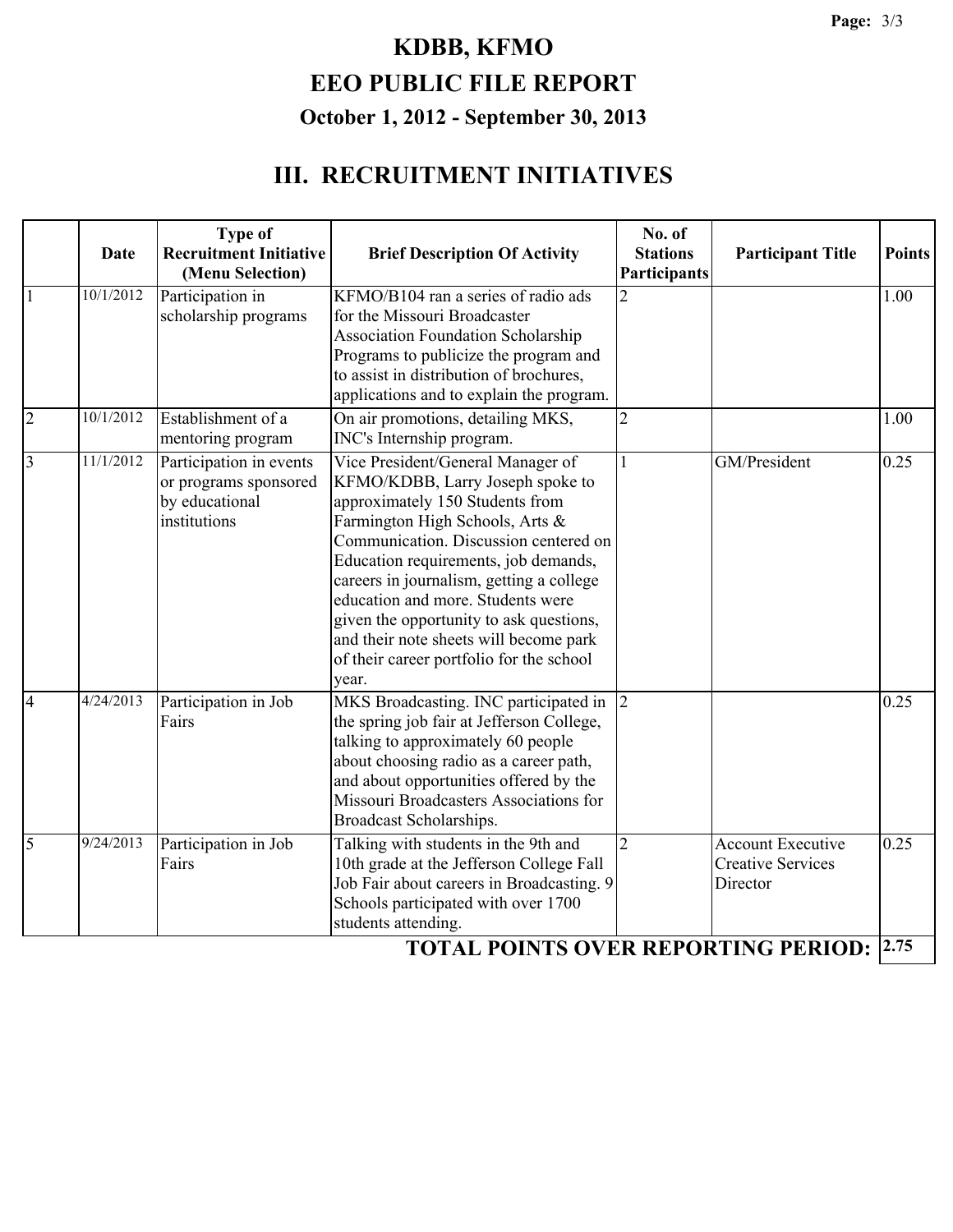# KDBB, KFMO

# EEO PUBLIC FILE REPORT

### October 1, 2012 - September 30, 2013

## III. RECRUITMENT INITIATIVES

| | Date | Type of Recruitment Initiative (Menu Selection) | Brief Description Of Activity | No. of Stations Participants | Participant Title | Points |
|---|---|---|---|---|---|---|
| 1 | 10/1/2012 | Participation in scholarship programs | KFMO/B104 ran a series of radio ads for the Missouri Broadcaster Association Foundation Scholarship Programs to publicize the program and to assist in distribution of brochures, applications and to explain the program. | 2 | | 1.00 |
| 2 | 10/1/2012 | Establishment of a mentoring program | On air promotions, detailing MKS, INC's Internship program. | 2 | | 1.00 |
| 3 | 11/1/2012 | Participation in events or programs sponsored by educational institutions | Vice President/General Manager of KFMO/KDBB, Larry Joseph spoke to approximately 150 Students from Farmington High Schools, Arts & Communication. Discussion centered on Education requirements, job demands, careers in journalism, getting a college education and more. Students were given the opportunity to ask questions, and their note sheets will become park of their career portfolio for the school year. | 1 | GM/President | 0.25 |
| 4 | 4/24/2013 | Participation in Job Fairs | MKS Broadcasting. INC participated in the spring job fair at Jefferson College, talking to approximately 60 people about choosing radio as a career path, and about opportunities offered by the Missouri Broadcasters Associations for Broadcast Scholarships. | 2 | | 0.25 |
| 5 | 9/24/2013 | Participation in Job Fairs | Talking with students in the 9th and 10th grade at the Jefferson College Fall Job Fair about careers in Broadcasting. 9 Schools participated with over 1700 students attending. | 2 | Account Executive Creative Services Director | 0.25 |
| | | | | | **TOTAL POINTS OVER REPORTING PERIOD:** | **2.75** |